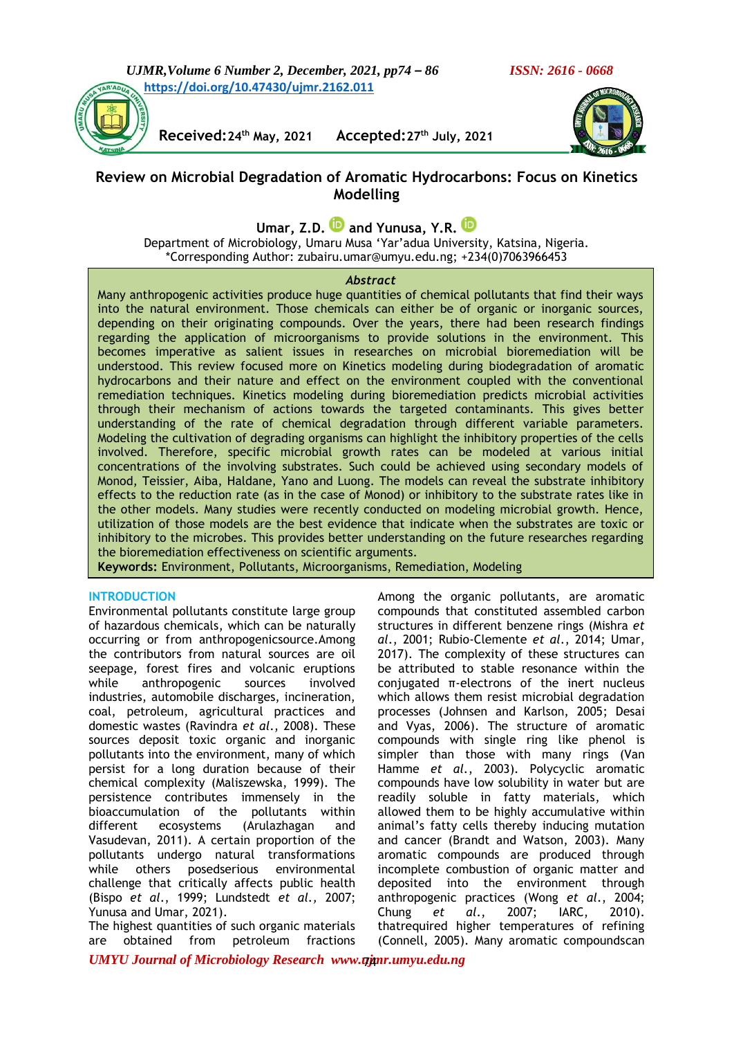https://doi.org/10.47430/ujmr.2162.011

**Received:** 24th May, 2021 **Accepted:** 27th July, 2021

# Review on Microbial Degradation of Aromatic Hydrocarbons: Focus on Kinetics Modelling

**Umar, Z.D. and Yunusa, Y.R.**

Department of Microbiology, Umaru Musa 'Yar'adua University, Katsina, Nigeria.
*Corresponding Author: zubairu.umar@umyu.edu.ng; +234(0)7063966453

### *Abstract*

Many anthropogenic activities produce huge quantities of chemical pollutants that find their ways into the natural environment. Those chemicals can either be of organic or inorganic sources, depending on their originating compounds. Over the years, there had been research findings regarding the application of microorganisms to provide solutions in the environment. This becomes imperative as salient issues in researches on microbial bioremediation will be understood. This review focused more on Kinetics modeling during biodegradation of aromatic hydrocarbons and their nature and effect on the environment coupled with the conventional remediation techniques. Kinetics modeling during bioremediation predicts microbial activities through their mechanism of actions towards the targeted contaminants. This gives better understanding of the rate of chemical degradation through different variable parameters. Modeling the cultivation of degrading organisms can highlight the inhibitory properties of the cells involved. Therefore, specific microbial growth rates can be modeled at various initial concentrations of the involving substrates. Such could be achieved using secondary models of Monod, Teissier, Aiba, Haldane, Yano and Luong. The models can reveal the substrate inhibitory effects to the reduction rate (as in the case of Monod) or inhibitory to the substrate rates like in the other models. Many studies were recently conducted on modeling microbial growth. Hence, utilization of those models are the best evidence that indicate when the substrates are toxic or inhibitory to the microbes. This provides better understanding on the future researches regarding the bioremediation effectiveness on scientific arguments.

**Keywords:** Environment, Pollutants, Microorganisms, Remediation, Modeling

## INTRODUCTION

Environmental pollutants constitute large group of hazardous chemicals, which can be naturally occurring or from anthropogenicsource.Among the contributors from natural sources are oil seepage, forest fires and volcanic eruptions while anthropogenic sources involved industries, automobile discharges, incineration, coal, petroleum, agricultural practices and domestic wastes (Ravindra *et al.*, 2008). These sources deposit toxic organic and inorganic pollutants into the environment, many of which persist for a long duration because of their chemical complexity (Maliszewska, 1999). The persistence contributes immensely in the bioaccumulation of the pollutants within different ecosystems (Arulazhagan and Vasudevan, 2011). A certain proportion of the pollutants undergo natural transformations while others posedserious environmental challenge that critically affects public health (Bispo *et al.*, 1999; Lundstedt *et al.,* 2007; Yunusa and Umar, 2021).

The highest quantities of such organic materials are obtained from petroleum fractions Among the organic pollutants, are aromatic compounds that constituted assembled carbon structures in different benzene rings (Mishra *et al.*, 2001; Rubio-Clemente *et al.*, 2014; Umar, 2017). The complexity of these structures can be attributed to stable resonance within the conjugated π-electrons of the inert nucleus which allows them resist microbial degradation processes (Johnsen and Karlson, 2005; Desai and Vyas, 2006). The structure of aromatic compounds with single ring like phenol is simpler than those with many rings (Van Hamme *et al.*, 2003). Polycyclic aromatic compounds have low solubility in water but are readily soluble in fatty materials, which allowed them to be highly accumulative within animal's fatty cells thereby inducing mutation and cancer (Brandt and Watson, 2003). Many aromatic compounds are produced through incomplete combustion of organic matter and deposited into the environment through anthropogenic practices (Wong *et al.*, 2004; Chung *et al.*, 2007; IARC, 2010). thatrequired higher temperatures of refining (Connell, 2005). Many aromatic compoundscan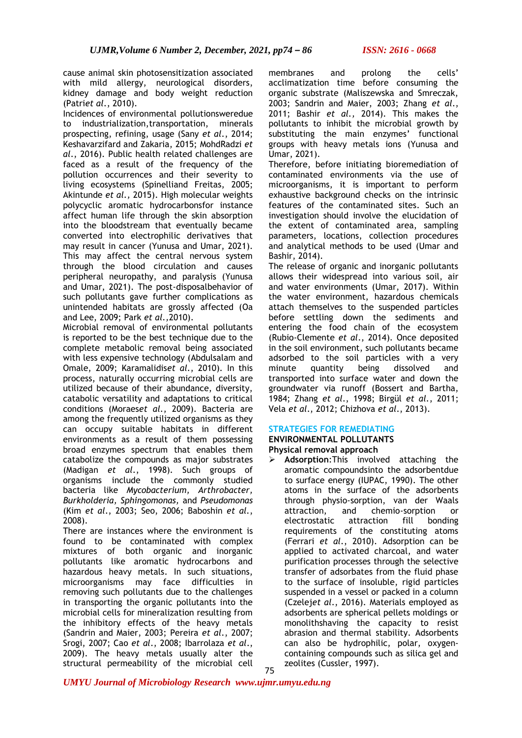cause animal skin photosensitization associated with mild allergy, neurological disorders, kidney damage and body weight reduction (Patri*et al.*, 2010).

Incidences of environmental pollutionsweredue to industrialization,transportation, minerals prospecting, refining, usage (Sany *et al.*, 2014; Keshavarzifard and Zakaria, 2015; MohdRadzi *et al.*, 2016). Public health related challenges are faced as a result of the frequency of the pollution occurrences and their severity to living ecosystems (Spinelliand Freitas, 2005; Akintunde *et al.,* 2015). High molecular weights polycyclic aromatic hydrocarbonsfor instance affect human life through the skin absorption into the bloodstream that eventually became converted into electrophilic derivatives that may result in cancer (Yunusa and Umar, 2021). This may affect the central nervous system through the blood circulation and causes peripheral neuropathy, and paralysis (Yunusa and Umar, 2021). The post-disposalbehavior of such pollutants gave further complications as unintended habitats are grossly affected (Oa and Lee, 2009; Park *et al.*,2010).

Microbial removal of environmental pollutants is reported to be the best technique due to the complete metabolic removal being associated with less expensive technology (Abdulsalam and Omale, 2009; Karamalidis*et al.*, 2010). In this process, naturally occurring microbial cells are utilized because of their abundance, diversity, catabolic versatility and adaptations to critical conditions (Moraes*et al.*, 2009). Bacteria are among the frequently utilized organisms as they can occupy suitable habitats in different environments as a result of them possessing broad enzymes spectrum that enables them catabolize the compounds as major substrates (Madigan *et al.,* 1998). Such groups of organisms include the commonly studied bacteria like *Mycobacterium, Arthrobacter, Burkholderia, Sphingomonas,* and *Pseudomonas* (Kim *et al.*, 2003; Seo, 2006; Baboshin *et al.*, 2008).

There are instances where the environment is found to be contaminated with complex mixtures of both organic and inorganic pollutants like aromatic hydrocarbons and hazardous heavy metals. In such situations, microorganisms may face difficulties in removing such pollutants due to the challenges in transporting the organic pollutants into the microbial cells for mineralization resulting from the inhibitory effects of the heavy metals (Sandrin and Maier, 2003; Pereira *et al.*, 2007; Srogi, 2007; Cao *et al.*, 2008; Ibarrolaza *et al.*, 2009). The heavy metals usually alter the structural permeability of the microbial cell membranes and prolong the cells' acclimatization time before consuming the organic substrate (Maliszewska and Smreczak, 2003; Sandrin and Maier, 2003; Zhang *et al.*, 2011; Bashir *et al.,* 2014). This makes the pollutants to inhibit the microbial growth by substituting the main enzymes' functional groups with heavy metals ions (Yunusa and Umar, 2021).

Therefore, before initiating bioremediation of contaminated environments via the use of microorganisms, it is important to perform exhaustive background checks on the intrinsic features of the contaminated sites. Such an investigation should involve the elucidation of the extent of contaminated area, sampling parameters, locations, collection procedures and analytical methods to be used (Umar and Bashir, 2014).

The release of organic and inorganic pollutants allows their widespread into various soil, air and water environments (Umar, 2017). Within the water environment, hazardous chemicals attach themselves to the suspended particles before settling down the sediments and entering the food chain of the ecosystem (Rubio-Clemente *et al.*, 2014). Once deposited in the soil environment, such pollutants became adsorbed to the soil particles with a very minute quantity being dissolved and transported into surface water and down the groundwater via runoff (Bossert and Bartha, 1984; Zhang *et al.*, 1998; Birgül *et al.*, 2011; Vela *et al.*, 2012; Chizhova *et al.*, 2013).

## STRATEGIES FOR REMEDIATING ENVIRONMENTAL POLLUTANTS

### Physical removal approach

- **Adsorption**:This involved attaching the aromatic compoundsinto the adsorbentdue to surface energy (IUPAC, 1990). The other atoms in the surface of the adsorbents through physio-sorption, van der Waals attraction, and chemio-sorption or electrostatic attraction fill bonding requirements of the constituting atoms (Ferrari *et al.*, 2010). Adsorption can be applied to activated charcoal, and water purification processes through the selective transfer of adsorbates from the fluid phase to the surface of insoluble, rigid particles suspended in a vessel or packed in a column (Czelej*et al.*, 2016). Materials employed as adsorbents are spherical pellets moldings or monolithshaving the capacity to resist abrasion and thermal stability. Adsorbents can also be hydrophilic, polar, oxygen-containing compounds such as silica gel and zeolites (Cussler, 1997).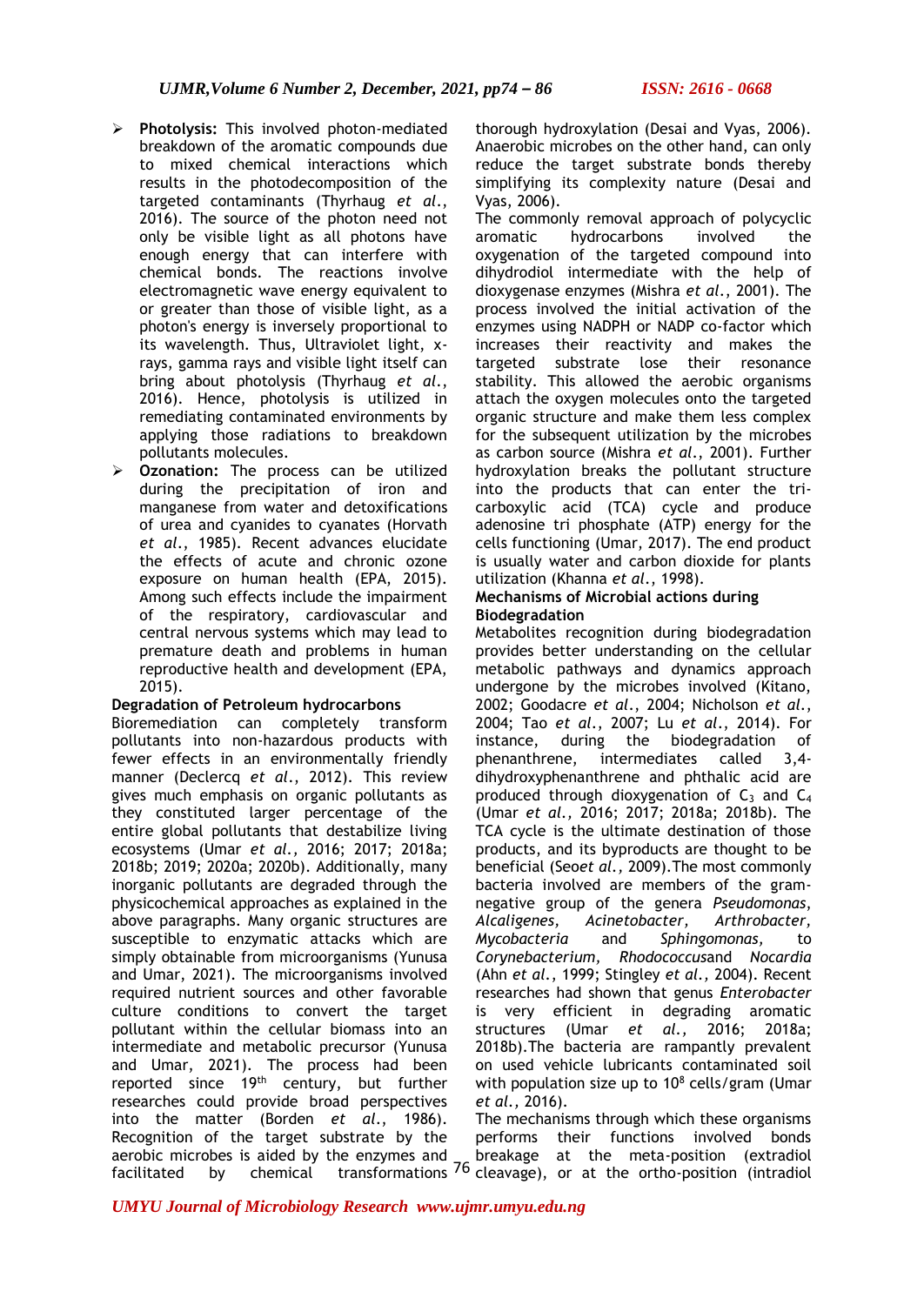- **Photolysis:** This involved photon-mediated breakdown of the aromatic compounds due to mixed chemical interactions which results in the photodecomposition of the targeted contaminants (Thyrhaug *et al*., 2016). The source of the photon need not only be visible light as all photons have enough energy that can interfere with chemical bonds. The reactions involve electromagnetic wave energy equivalent to or greater than those of visible light, as a photon's energy is inversely proportional to its wavelength. Thus, Ultraviolet light, x-rays, gamma rays and visible light itself can bring about photolysis (Thyrhaug *et al*., 2016). Hence, photolysis is utilized in remediating contaminated environments by applying those radiations to breakdown pollutants molecules.
- **Ozonation:** The process can be utilized during the precipitation of iron and manganese from water and detoxifications of urea and cyanides to cyanates (Horvath *et al*., 1985). Recent advances elucidate the effects of acute and chronic ozone exposure on human health (EPA, 2015). Among such effects include the impairment of the respiratory, cardiovascular and central nervous systems which may lead to premature death and problems in human reproductive health and development (EPA, 2015).

**Degradation of Petroleum hydrocarbons**

Bioremediation can completely transform pollutants into non-hazardous products with fewer effects in an environmentally friendly manner (Declercq *et al*., 2012). This review gives much emphasis on organic pollutants as they constituted larger percentage of the entire global pollutants that destabilize living ecosystems (Umar *et al*., 2016; 2017; 2018a; 2018b; 2019; 2020a; 2020b). Additionally, many inorganic pollutants are degraded through the physicochemical approaches as explained in the above paragraphs. Many organic structures are susceptible to enzymatic attacks which are simply obtainable from microorganisms (Yunusa and Umar, 2021). The microorganisms involved required nutrient sources and other favorable culture conditions to convert the target pollutant within the cellular biomass into an intermediate and metabolic precursor (Yunusa and Umar, 2021). The process had been reported since 19th century, but further researches could provide broad perspectives into the matter (Borden *et al*., 1986). Recognition of the target substrate by the aerobic microbes is aided by the enzymes and facilitated by chemical transformations thorough hydroxylation (Desai and Vyas, 2006). Anaerobic microbes on the other hand, can only reduce the target substrate bonds thereby simplifying its complexity nature (Desai and Vyas, 2006).

The commonly removal approach of polycyclic aromatic hydrocarbons involved the oxygenation of the targeted compound into dihydrodiol intermediate with the help of dioxygenase enzymes (Mishra *et al*., 2001). The process involved the initial activation of the enzymes using NADPH or NADP co-factor which increases their reactivity and makes the targeted substrate lose their resonance stability. This allowed the aerobic organisms attach the oxygen molecules onto the targeted organic structure and make them less complex for the subsequent utilization by the microbes as carbon source (Mishra *et al*., 2001). Further hydroxylation breaks the pollutant structure into the products that can enter the tri-carboxylic acid (TCA) cycle and produce adenosine tri phosphate (ATP) energy for the cells functioning (Umar, 2017). The end product is usually water and carbon dioxide for plants utilization (Khanna *et al*., 1998).

**Mechanisms of Microbial actions during Biodegradation**

Metabolites recognition during biodegradation provides better understanding on the cellular metabolic pathways and dynamics approach undergone by the microbes involved (Kitano, 2002; Goodacre *et al*., 2004; Nicholson *et al*., 2004; Tao *et al*., 2007; Lu *et al*., 2014). For instance, during the biodegradation of phenanthrene, intermediates called 3,4-dihydroxyphenanthrene and phthalic acid are produced through dioxygenation of $C_3$ and $C_4$ (Umar *et al.,* 2016; 2017; 2018a; 2018b). The TCA cycle is the ultimate destination of those products, and its byproducts are thought to be beneficial (Seo*et al.,* 2009).The most commonly bacteria involved are members of the gram-negative group of the genera *Pseudomonas*, *Alcaligenes, Acinetobacter, Arthrobacter, Mycobacteria* and *Sphingomonas,* to *Corynebacterium, Rhodococcus*and *Nocardia* (Ahn *et al*., 1999; Stingley *et al*., 2004). Recent researches had shown that genus *Enterobacter* is very efficient in degrading aromatic structures (Umar *et al.,* 2016; 2018a; 2018b).The bacteria are rampantly prevalent on used vehicle lubricants contaminated soil with population size up to $10^8$ cells/gram (Umar *et al*., 2016).

The mechanisms through which these organisms performs their functions involved bonds breakage at the meta-position (extradiol cleavage), or at the ortho-position (intradiol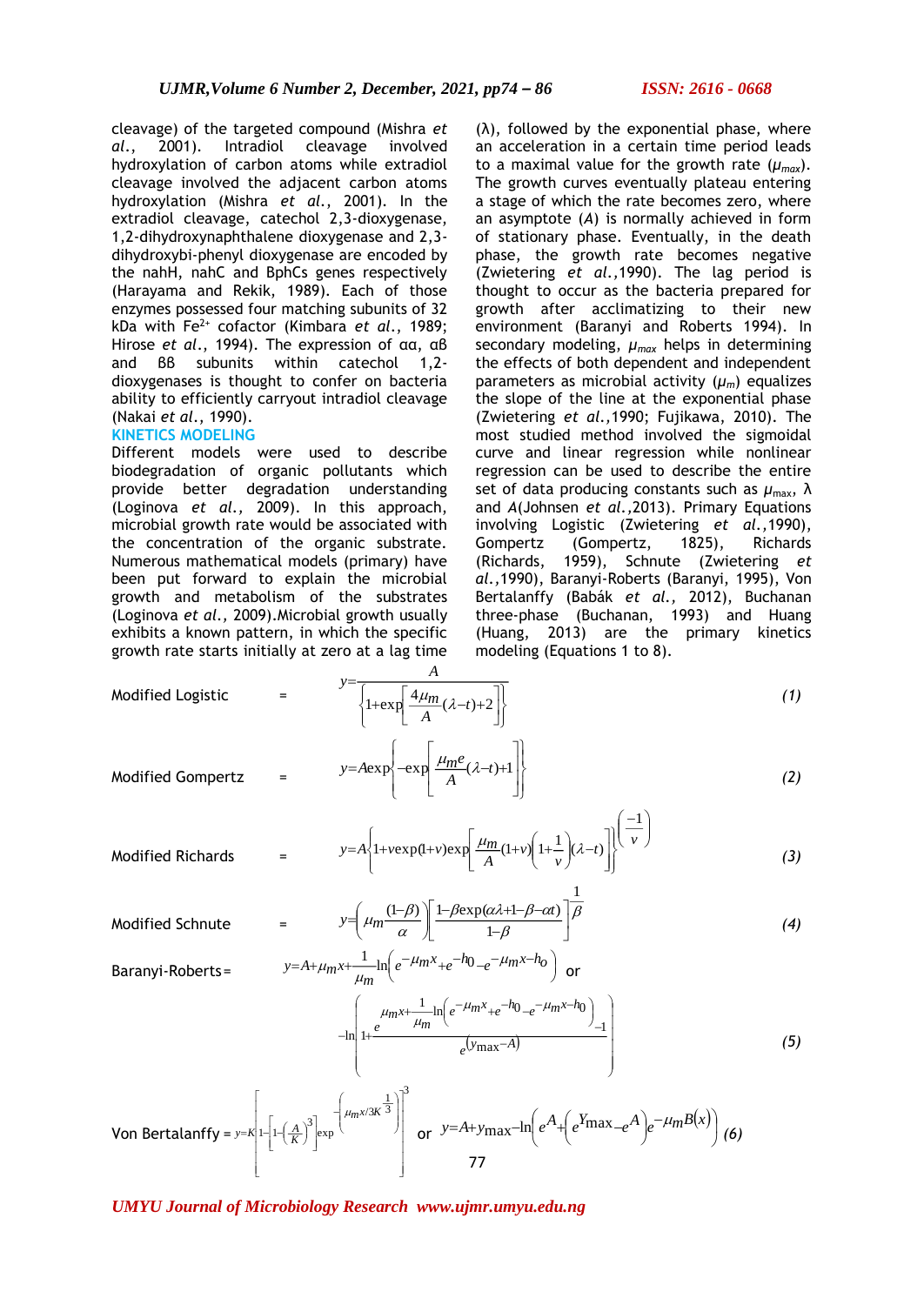cleavage) of the targeted compound (Mishra *et al.*, 2001). Intradiol cleavage involved hydroxylation of carbon atoms while extradiol cleavage involved the adjacent carbon atoms hydroxylation (Mishra *et al.*, 2001). In the extradiol cleavage, catechol 2,3-dioxygenase, 1,2-dihydroxynaphthalene dioxygenase and 2,3-dihydroxybi-phenyl dioxygenase are encoded by the nahH, nahC and BphCs genes respectively (Harayama and Rekik, 1989). Each of those enzymes possessed four matching subunits of 32 kDa with $Fe^{2+}$ cofactor (Kimbara *et al.*, 1989; Hirose *et al.*, 1994). The expression of αα, αß and ßß subunits within catechol 1,2-dioxygenases is thought to confer on bacteria ability to efficiently carryout intradiol cleavage (Nakai *et al.*, 1990).

## KINETICS MODELING

Different models were used to describe biodegradation of organic pollutants which provide better degradation understanding (Loginova *et al.*, 2009). In this approach, microbial growth rate would be associated with the concentration of the organic substrate. Numerous mathematical models (primary) have been put forward to explain the microbial growth and metabolism of the substrates (Loginova *et al.*, 2009).Microbial growth usually exhibits a known pattern, in which the specific growth rate starts initially at zero at a lag time (λ), followed by the exponential phase, where an acceleration in a certain time period leads to a maximal value for the growth rate ($\mu_{max}$). The growth curves eventually plateau entering a stage of which the rate becomes zero, where an asymptote (*A*) is normally achieved in form of stationary phase. Eventually, in the death phase, the growth rate becomes negative (Zwietering *et al.*,1990). The lag period is thought to occur as the bacteria prepared for growth after acclimatizing to their new environment (Baranyi and Roberts 1994). In secondary modeling, $\mu_{max}$ helps in determining the effects of both dependent and independent parameters as microbial activity ($\mu_m$) equalizes the slope of the line at the exponential phase (Zwietering *et al.*,1990; Fujikawa, 2010). The most studied method involved the sigmoidal curve and linear regression while nonlinear regression can be used to describe the entire set of data producing constants such as $\mu_{max}$, λ and *A*(Johnsen *et al.*,2013). Primary Equations involving Logistic (Zwietering *et al.*,1990), Gompertz (Gompertz, 1825), Richards (Richards, 1959), Schnute (Zwietering *et al.*,1990), Baranyi-Roberts (Baranyi, 1995), Von Bertalanffy (Babák *et al.*, 2012), Buchanan three-phase (Buchanan, 1993) and Huang (Huang, 2013) are the primary kinetics modeling (Equations 1 to 8).

Modified Logistic =
$$y=\frac{A}{\left\{1+\exp\left[\frac{4\mu_m}{A}(\lambda-t)+2\right]\right\}} \quad (1)$$

Modified Gompertz =
$$y=A\exp\left\{-\exp\left[\frac{\mu_m e}{A}(\lambda-t)+1\right]\right\} \quad (2)$$

Modified Richards =
$$y=A\left\{1+v\exp(1+v)\exp\left[\frac{\mu_m}{A}(1+v)\left(1+\frac{1}{v}\right)(\lambda-t)\right]\right\}^{\left(\frac{-1}{v}\right)} \quad (3)$$

Modified Schnute =
$$y=\left(\mu_m\frac{(1-\beta)}{\alpha}\right)\left[\frac{1-\beta\exp(\alpha\lambda+1-\beta-\alpha t)}{1-\beta}\right]^{\frac{1}{\beta}} \quad (4)$$

Baranyi-Roberts =
$$y=A+\mu_m x+\frac{1}{\mu_m}\ln\left(e^{-\mu_m x}+e^{-h_0}-e^{-\mu_m x-h_o}\right) \text{ or}$$
$$-\ln\left(1+\frac{e^{\mu_m x+\frac{1}{\mu_m}\ln\left(e^{-\mu_m x}+e^{-h_0}-e^{-\mu_m x-h_0}\right)}-1}{e^{(y_{max}-A)}}\right) \quad (5)$$

Von Bertalanffy =
$$y=K\left[1-\left[1-\left(\frac{A}{K}\right)^3\right]\exp^{\left(-\mu_m x/3K^{\frac{1}{3}}\right)}\right]^3 \text{ or } y=A+y_{max}-\ln\left(e^A+\left(e^{Y_{max}}-e^A\right)e^{-\mu_m B(x)}\right) \quad (6)$$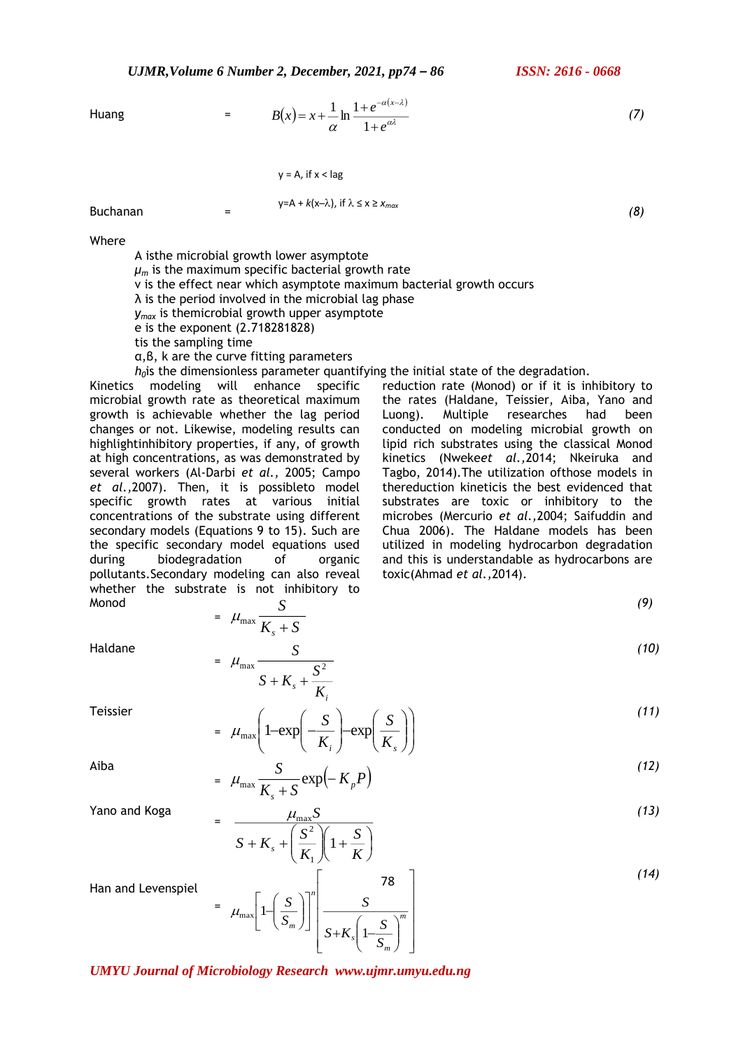Huang = $$B(x) = x + \frac{1}{\alpha}\ln\frac{1+e^{-\alpha(x-\lambda)}}{1+e^{\alpha\lambda}} \quad (7)$$

Buchanan = $$y = A, \text{ if } x < lag$$
$$y = A + k(x-\lambda), \text{ if } \lambda \le x \ge x_{max} \quad (8)$$

Where

A isthe microbial growth lower asymptote
$\mu_m$ is the maximum specific bacterial growth rate
v is the effect near which asymptote maximum bacterial growth occurs
λ is the period involved in the microbial lag phase
$y_{max}$ is themicrobial growth upper asymptote
e is the exponent (2.718281828)
tis the sampling time
α,β, k are the curve fitting parameters
$h_0$is the dimensionless parameter quantifying the initial state of the degradation.

Kinetics modeling will enhance specific microbial growth rate as theoretical maximum growth is achievable whether the lag period changes or not. Likewise, modeling results can highlightinhibitory properties, if any, of growth at high concentrations, as was demonstrated by several workers (Al-Darbi *et al.,* 2005; Campo *et al.,*2007). Then, it is possibleto model specific growth rates at various initial concentrations of the substrate using different secondary models (Equations 9 to 15). Such are the specific secondary model equations used during biodegradation of organic pollutants.Secondary modeling can also reveal whether the substrate is not inhibitory to reduction rate (Monod) or if it is inhibitory to the rates (Haldane, Teissier, Aiba, Yano and Luong). Multiple researches had been conducted on modeling microbial growth on lipid rich substrates using the classical Monod kinetics (Nwekeet *al.,*2014; Nkeiruka and Tagbo, 2014).The utilization ofthose models in thereduction kineticis the best evidenced that substrates are toxic or inhibitory to the microbes (Mercurio *et al.,*2004; Saifuddin and Chua 2006). The Haldane models has been utilized in modeling hydrocarbon degradation and this is understandable as hydrocarbons are toxic(Ahmad *et al.,*2014).

Monod = $$\mu_{max}\frac{S}{K_s + S} \quad (9)$$

Haldane = $$\mu_{max}\frac{S}{S + K_s + \frac{S^2}{K_i}} \quad (10)$$

Teissier = $$\mu_{max}\left(1-\exp\left(-\frac{S}{K_i}\right)-\exp\left(\frac{S}{K_s}\right)\right) \quad (11)$$

Aiba = $$\mu_{max}\frac{S}{K_s + S}\exp(-K_p P) \quad (12)$$

Yano and Koga = $$\frac{\mu_{max}S}{S + K_s + \left(\frac{S^2}{K_1}\right)\left(1+\frac{S}{K}\right)} \quad (13)$$

Han and Levenspiel = $$\mu_{max}\left[1-\left(\frac{S}{S_m}\right)\right]^n\left[\frac{S}{S+K_s\left(1-\frac{S}{S_m}\right)^m}\right] \quad (14)$$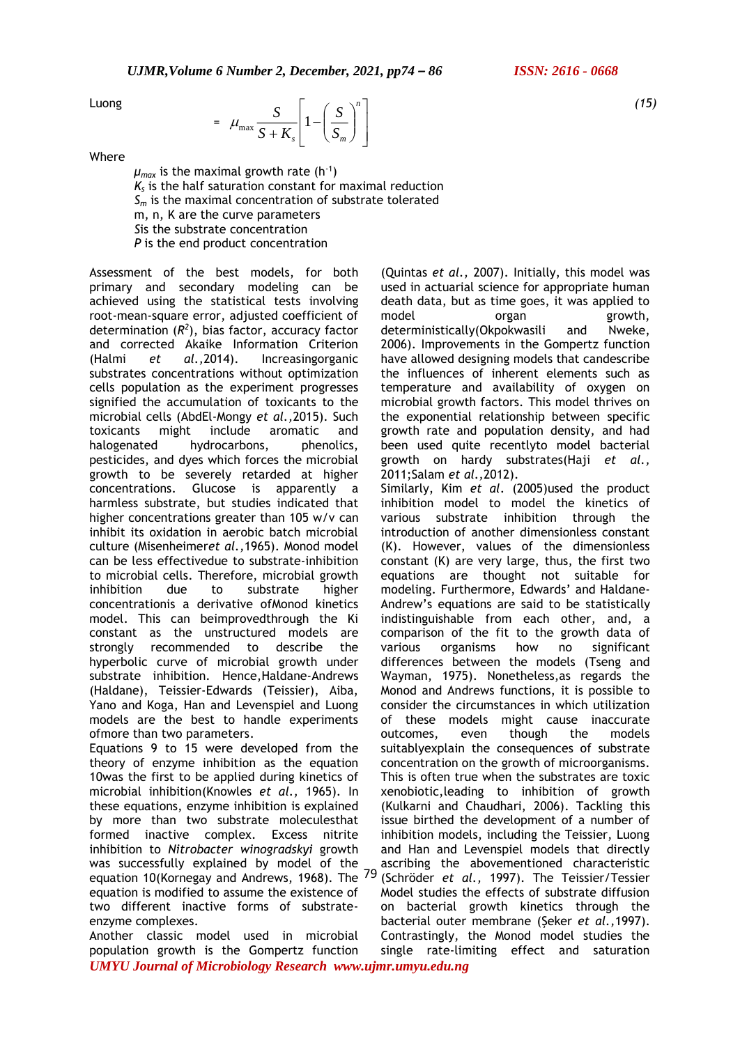Luong

$$= \mu_{\max} \frac{S}{S+K_s}\left[1-\left(\frac{S}{S_m}\right)^n\right] \tag{15}$$

Where

$\mu_{max}$ is the maximal growth rate ($h^{-1}$)
$K_s$ is the half saturation constant for maximal reduction
$S_m$ is the maximal concentration of substrate tolerated
m, n, K are the curve parameters
$S$ is the substrate concentration
$P$ is the end product concentration

Assessment of the best models, for both primary and secondary modeling can be achieved using the statistical tests involving root-mean-square error, adjusted coefficient of determination ($R^2$), bias factor, accuracy factor and corrected Akaike Information Criterion (Halmi *et al.,*2014). Increasingorganic substrates concentrations without optimization cells population as the experiment progresses signified the accumulation of toxicants to the microbial cells (AbdEl-Mongy *et al.,*2015). Such toxicants might include aromatic and halogenated hydrocarbons, phenolics, pesticides, and dyes which forces the microbial growth to be severely retarded at higher concentrations. Glucose is apparently a harmless substrate, but studies indicated that higher concentrations greater than 105 w/v can inhibit its oxidation in aerobic batch microbial culture (Misenheimer*et al.,*1965). Monod model can be less effectivedue to substrate-inhibition to microbial cells. Therefore, microbial growth inhibition due to substrate higher concentrationis a derivative ofMonod kinetics model. This can beimprovedthrough the Ki constant as the unstructured models are strongly recommended to describe the hyperbolic curve of microbial growth under substrate inhibition. Hence,Haldane-Andrews (Haldane), Teissier-Edwards (Teissier), Aiba, Yano and Koga, Han and Levenspiel and Luong models are the best to handle experiments ofmore than two parameters.

Equations 9 to 15 were developed from the theory of enzyme inhibition as the equation 10was the first to be applied during kinetics of microbial inhibition(Knowles *et al.,* 1965). In these equations, enzyme inhibition is explained by more than two substrate moleculesthat formed inactive complex. Excess nitrite inhibition to *Nitrobacter winogradskyi* growth was successfully explained by model of the equation 10(Kornegay and Andrews, 1968). The equation is modified to assume the existence of two different inactive forms of substrate-enzyme complexes.

Another classic model used in microbial population growth is the Gompertz function (Quintas *et al.,* 2007). Initially, this model was used in actuarial science for appropriate human death data, but as time goes, it was applied to model organ growth, deterministically(Okpokwasili and Nweke, 2006). Improvements in the Gompertz function have allowed designing models that candescribe the influences of inherent elements such as temperature and availability of oxygen on microbial growth factors. This model thrives on the exponential relationship between specific growth rate and population density, and had been used quite recentlyto model bacterial growth on hardy substrates(Haji *et al.,* 2011;Salam *et al.*,2012).

Similarly, Kim *et al.* (2005)used the product inhibition model to model the kinetics of various substrate inhibition through the introduction of another dimensionless constant (K). However, values of the dimensionless constant (K) are very large, thus, the first two equations are thought not suitable for modeling. Furthermore, Edwards' and Haldane-Andrew's equations are said to be statistically indistinguishable from each other, and, a comparison of the fit to the growth data of various organisms how no significant differences between the models (Tseng and Wayman, 1975). Nonetheless,as regards the Monod and Andrews functions, it is possible to consider the circumstances in which utilization of these models might cause inaccurate outcomes, even though the models suitablyexplain the consequences of substrate concentration on the growth of microorganisms. This is often true when the substrates are toxic xenobiotic,leading to inhibition of growth (Kulkarni and Chaudhari, 2006). Tackling this issue birthed the development of a number of inhibition models, including the Teissier, Luong and Han and Levenspiel models that directly ascribing the abovementioned characteristic (Schröder *et al.,* 1997). The Teissier/Tessier Model studies the effects of substrate diffusion on bacterial growth kinetics through the bacterial outer membrane (Şeker *et al.,*1997). Contrastingly, the Monod model studies the single rate-limiting effect and saturation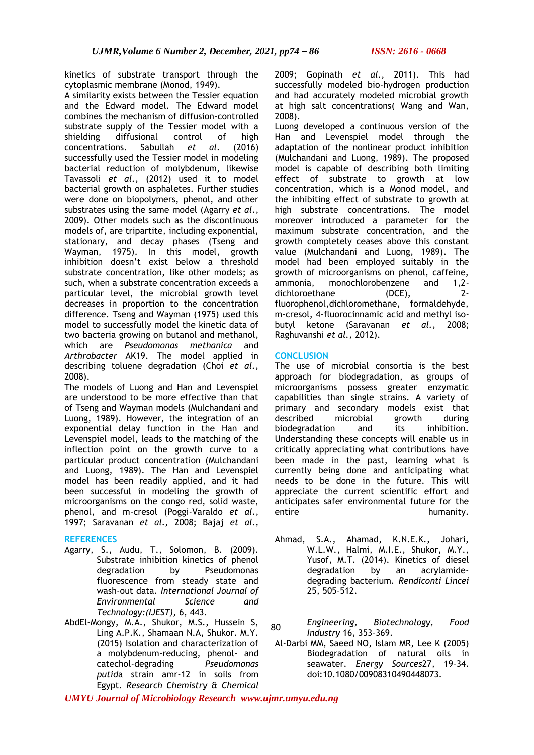kinetics of substrate transport through the cytoplasmic membrane (Monod, 1949).

A similarity exists between the Tessier equation and the Edward model. The Edward model combines the mechanism of diffusion-controlled substrate supply of the Tessier model with a shielding diffusional control of high concentrations. Sabullah *et al*. (2016) successfully used the Tessier model in modeling bacterial reduction of molybdenum, likewise Tavassoli *et al.,* (2012) used it to model bacterial growth on asphaletes. Further studies were done on biopolymers, phenol, and other substrates using the same model (Agarry *et al.*, 2009). Other models such as the discontinuous models of, are tripartite, including exponential, stationary, and decay phases (Tseng and Wayman, 1975). In this model, growth inhibition doesn't exist below a threshold substrate concentration, like other models; as such, when a substrate concentration exceeds a particular level, the microbial growth level decreases in proportion to the concentration difference. Tseng and Wayman (1975) used this model to successfully model the kinetic data of two bacteria growing on butanol and methanol, which are *Pseudomonas methanica* and *Arthrobacter* AK19. The model applied in describing toluene degradation (Choi *et al.,* 2008).

The models of Luong and Han and Levenspiel are understood to be more effective than that of Tseng and Wayman models (Mulchandani and Luong, 1989). However, the integration of an exponential delay function in the Han and Levenspiel model, leads to the matching of the inflection point on the growth curve to a particular product concentration (Mulchandani and Luong, 1989). The Han and Levenspiel model has been readily applied, and it had been successful in modeling the growth of microorganisms on the congo red, solid waste, phenol, and m-cresol (Poggi-Varaldo *et al.*, 1997; Saravanan *et al.,* 2008; Bajaj *et al.,* 2009; Gopinath *et al.*, 2011). This had successfully modeled bio-hydrogen production and had accurately modeled microbial growth at high salt concentrations( Wang and Wan, 2008).

Luong developed a continuous version of the Han and Levenspiel model through the adaptation of the nonlinear product inhibition (Mulchandani and Luong, 1989). The proposed model is capable of describing both limiting effect of substrate to growth at low concentration, which is a Monod model, and the inhibiting effect of substrate to growth at high substrate concentrations. The model moreover introduced a parameter for the maximum substrate concentration, and the growth completely ceases above this constant value (Mulchandani and Luong, 1989). The model had been employed suitably in the growth of microorganisms on phenol, caffeine, ammonia, monochlorobenzene and 1,2-dichloroethane (DCE), 2-fluorophenol,dichloromethane, formaldehyde, m-cresol, 4-fluorocinnamic acid and methyl iso-butyl ketone (Saravanan *et al.,* 2008; Raghuvanshi *et al.,* 2012).

## CONCLUSION

The use of microbial consortia is the best approach for biodegradation, as groups of microorganisms possess greater enzymatic capabilities than single strains. A variety of primary and secondary models exist that described microbial growth during biodegradation and its inhibition. Understanding these concepts will enable us in critically appreciating what contributions have been made in the past, learning what is currently being done and anticipating what needs to be done in the future. This will appreciate the current scientific effort and anticipates safer environmental future for the entire humanity.

## REFERENCES

Agarry, S., Audu, T., Solomon, B. (2009). Substrate inhibition kinetics of phenol degradation by Pseudomonas fluorescence from steady state and wash-out data. *International Journal of Environmental Science and Technology:(IJEST)*, 6, 443.

AbdEl-Mongy, M.A., Shukor, M.S., Hussein S, Ling A.P.K., Shamaan N.A, Shukor. M.Y. (2015) Isolation and characterization of a molybdenum-reducing, phenol- and catechol-degrading *Pseudomonas putid*a strain amr-12 in soils from Egypt. *Research Chemistry & Chemical Engineering, Biotechnology, Food Industry* 16, 353–369.

Ahmad, S.A., Ahamad, K.N.E.K., Johari, W.L.W., Halmi, M.I.E., Shukor, M.Y., Yusof, M.T. (2014). Kinetics of diesel degradation by an acrylamide-degrading bacterium. *Rendiconti Lincei* 25, 505–512.

Al-Darbi MM, Saeed NO, Islam MR, Lee K (2005) Biodegradation of natural oils in seawater. *Energy Sources*27, 19–34. doi:10.1080/00908310490448073.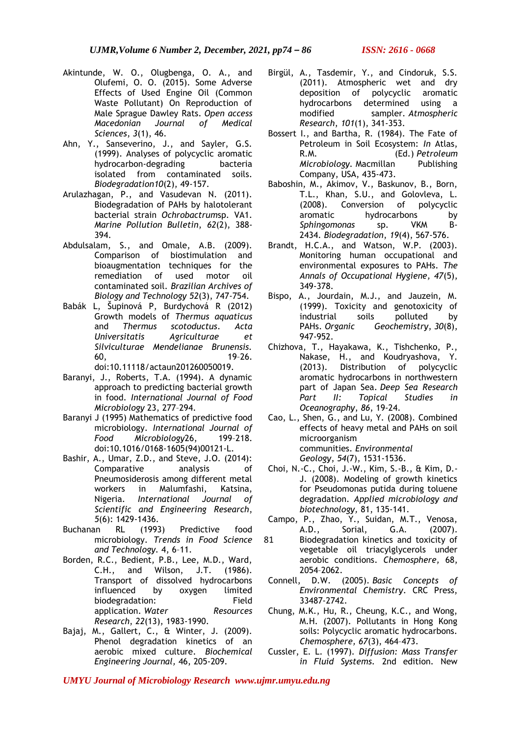Akintunde, W. O., Olugbenga, O. A., and Olufemi, O. O. (2015). Some Adverse Effects of Used Engine Oil (Common Waste Pollutant) On Reproduction of Male Sprague Dawley Rats. *Open access Macedonian Journal of Medical Sciences*, *3*(1), 46.

Ahn, Y., Sanseverino, J., and Sayler, G.S. (1999). Analyses of polycyclic aromatic hydrocarbon-degrading bacteria isolated from contaminated soils. *Biodegradation10*(2), 49-157.

Arulazhagan, P., and Vasudevan N. (2011). Biodegradation of PAHs by halotolerant bacterial strain *Ochrobactrum*sp. VA1. *Marine Pollution Bulletin*, *62*(2), 388-394.

Abdulsalam, S., and Omale, A.B. (2009). Comparison of biostimulation and bioaugmentation techniques for the remediation of used motor oil contaminated soil. *Brazilian Archives of Biology and Technology* *52*(3), 747-754.

Babák L, Šupinová P, Burdychová R (2012) Growth models of *Thermus aquaticus* and *Thermus scotoductus*. *Acta Universitatis Agriculturae et Silviculturae Mendelianae Brunensis.* 60, 19–26. doi:10.11118/actaun201260050019.

Baranyi, J., Roberts, T.A. (1994). A dynamic approach to predicting bacterial growth in food. *International Journal of Food Microbiology* 23, 277–294.

Baranyi J (1995) Mathematics of predictive food microbiology. *International Journal of Food Microbiology*26, 199–218. doi:10.1016/0168-1605(94)00121-L.

Bashir, A., Umar, Z.D., and Steve, J.O. (2014): Comparative analysis of Pneumosiderosis among different metal workers in Malumfashi, Katsina, Nigeria. *International Journal of Scientific and Engineering Research*, *5*(6): 1429-1436.

Buchanan RL (1993) Predictive food microbiology. *Trends in Food Science and Technology.* 4, 6–11.

Borden, R.C., Bedient, P.B., Lee, M.D., Ward, C.H., and Wilson, J.T. (1986). Transport of dissolved hydrocarbons influenced by oxygen limited biodegradation: Field application. *Water Resources Research, 22*(13), 1983-1990.

Bajaj, M., Gallert, C., & Winter, J. (2009). Phenol degradation kinetics of an aerobic mixed culture. *Biochemical Engineering Journal,* 46, 205-209.

Birgül, A., Tasdemir, Y., and Cindoruk, S.S. (2011). Atmospheric wet and dry deposition of polycyclic aromatic hydrocarbons determined using a modified sampler. *Atmospheric Research*, *101*(1), 341-353.

Bossert I., and Bartha, R. (1984). The Fate of Petroleum in Soil Ecosystem: *In* Atlas, R.M. (Ed.) *Petroleum Microbiology*. Macmillan Publishing Company, USA, 435-473.

Baboshin, M., Akimov, V., Baskunov, B., Born, T.L., Khan, S.U., and Golovleva, L. (2008). Conversion of polycyclic aromatic hydrocarbons by *Sphingomonas* sp. VKM B-2434. *Biodegradation*, *19*(4), 567-576.

Brandt, H.C.A., and Watson, W.P. (2003). Monitoring human occupational and environmental exposures to PAHs. *The Annals of Occupational Hygiene, 47*(5), 349-378.

Bispo, A., Jourdain, M.J., and Jauzein, M. (1999). Toxicity and genotoxicity of industrial soils polluted by PAHs. *Organic Geochemistry*, *30*(8), 947-952.

Chizhova, T., Hayakawa, K., Tishchenko, P., Nakase, H., and Koudryashova, Y. (2013). Distribution of polycyclic aromatic hydrocarbons in northwestern part of Japan Sea. *Deep Sea Research Part II: Topical Studies in Oceanography*, *86*, 19-24.

Cao, L., Shen, G., and Lu, Y. (2008). Combined effects of heavy metal and PAHs on soil microorganism communities. *Environmental Geology*, *54*(7), 1531-1536.

Choi, N.-C., Choi, J.-W., Kim, S.-B., & Kim, D.-J. (2008). Modeling of growth kinetics for Pseudomonas putida during toluene degradation. *Applied microbiology and biotechnology,* 81, 135-141.

Campo, P., Zhao, Y., Suidan, M.T., Venosa, A.D., Sorial, G.A. (2007). Biodegradation kinetics and toxicity of vegetable oil triacylglycerols under aerobic conditions. *Chemosphere,* 68, 2054–2062.

Connell, D.W. (2005). *Basic Concepts of Environmental Chemistry*. CRC Press, 33487-2742.

Chung, M.K., Hu, R., Cheung, K.C., and Wong, M.H. (2007). Pollutants in Hong Kong soils: Polycyclic aromatic hydrocarbons. *Chemosphere, 67*(3), 464–473.

Cussler, E. L. (1997). *Diffusion: Mass Transfer in Fluid Systems.* 2nd edition. New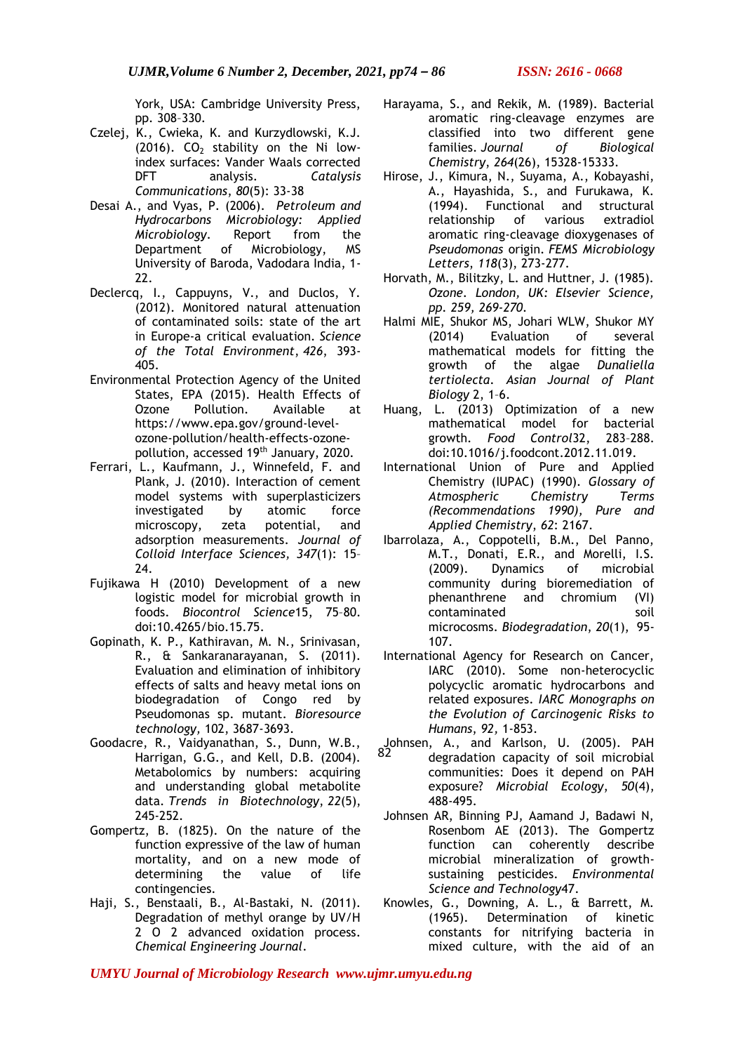York, USA: Cambridge University Press, pp. 308–330.

Czelej, K., Cwieka, K. and Kurzydlowski, K.J. (2016). $CO_2$ stability on the Ni low-index surfaces: Vander Waals corrected DFT analysis. *Catalysis Communications*, *80*(5): 33-38

Desai A., and Vyas, P. (2006). *Petroleum and Hydrocarbons Microbiology: Applied Microbiology*. Report from the Department of Microbiology, MS University of Baroda, Vadodara India, 1-22.

Declercq, I., Cappuyns, V., and Duclos, Y. (2012). Monitored natural attenuation of contaminated soils: state of the art in Europe-a critical evaluation. *Science of the Total Environment*, *426*, 393-405.

Environmental Protection Agency of the United States, EPA (2015). Health Effects of Ozone Pollution. Available at https://www.epa.gov/ground-level-ozone-pollution/health-effects-ozone-pollution, accessed 19th January, 2020.

Ferrari, L., Kaufmann, J., Winnefeld, F. and Plank, J. (2010). Interaction of cement model systems with superplasticizers investigated by atomic force microscopy, zeta potential, and adsorption measurements. *Journal of Colloid Interface Sciences, 347*(1): 15–24.

Fujikawa H (2010) Development of a new logistic model for microbial growth in foods. *Biocontrol Science*15, 75–80. doi:10.4265/bio.15.75.

Gopinath, K. P., Kathiravan, M. N., Srinivasan, R., & Sankaranarayanan, S. (2011). Evaluation and elimination of inhibitory effects of salts and heavy metal ions on biodegradation of Congo red by Pseudomonas sp. mutant. *Bioresource technology,* 102, 3687-3693.

Goodacre, R., Vaidyanathan, S., Dunn, W.B., Harrigan, G.G., and Kell, D.B. (2004). Metabolomics by numbers: acquiring and understanding global metabolite data. *Trends in Biotechnology*, *22*(5), 245-252.

Gompertz, B. (1825). On the nature of the function expressive of the law of human mortality, and on a new mode of determining the value of life contingencies.

Haji, S., Benstaali, B., Al-Bastaki, N. (2011). Degradation of methyl orange by UV/H 2 O 2 advanced oxidation process. *Chemical Engineering Journal*.

Harayama, S., and Rekik, M. (1989). Bacterial aromatic ring-cleavage enzymes are classified into two different gene families. *Journal of Biological Chemistry*, *264*(26), 15328-15333.

Hirose, J., Kimura, N., Suyama, A., Kobayashi, A., Hayashida, S., and Furukawa, K. (1994). Functional and structural relationship of various extradiol aromatic ring-cleavage dioxygenases of *Pseudomonas* origin. *FEMS Microbiology Letters, 118*(3), 273-277.

Horvath, M., Bilitzky, L. and Huttner, J. (1985). *Ozone. London, UK: Elsevier Science, pp. 259, 269-270.*

Halmi MIE, Shukor MS, Johari WLW, Shukor MY (2014) Evaluation of several mathematical models for fitting the growth of the algae *Dunaliella tertiolecta*. *Asian Journal of Plant Biology* 2, 1–6.

Huang, L. (2013) Optimization of a new mathematical model for bacterial growth. *Food Control*32, 283–288. doi:10.1016/j.foodcont.2012.11.019.

International Union of Pure and Applied Chemistry (IUPAC) (1990). *Glossary of Atmospheric Chemistry Terms (Recommendations 1990), Pure and Applied Chemistry, 62*: 2167.

Ibarrolaza, A., Coppotelli, B.M., Del Panno, M.T., Donati, E.R., and Morelli, I.S. (2009). Dynamics of microbial community during bioremediation of phenanthrene and chromium (VI) contaminated soil microcosms. *Biodegradation*, *20*(1), 95-107.

International Agency for Research on Cancer, IARC (2010). Some non-heterocyclic polycyclic aromatic hydrocarbons and related exposures. *IARC Monographs on the Evolution of Carcinogenic Risks to Humans*, *92,* 1-853.

Johnsen, A., and Karlson, U. (2005). PAH degradation capacity of soil microbial communities: Does it depend on PAH exposure? *Microbial Ecology*, *50*(4), 488-495.

Johnsen AR, Binning PJ, Aamand J, Badawi N, Rosenbom AE (2013). The Gompertz function can coherently describe microbial mineralization of growth-sustaining pesticides. *Environmental Science and Technology*47.

Knowles, G., Downing, A. L., & Barrett, M. (1965). Determination of kinetic constants for nitrifying bacteria in mixed culture, with the aid of an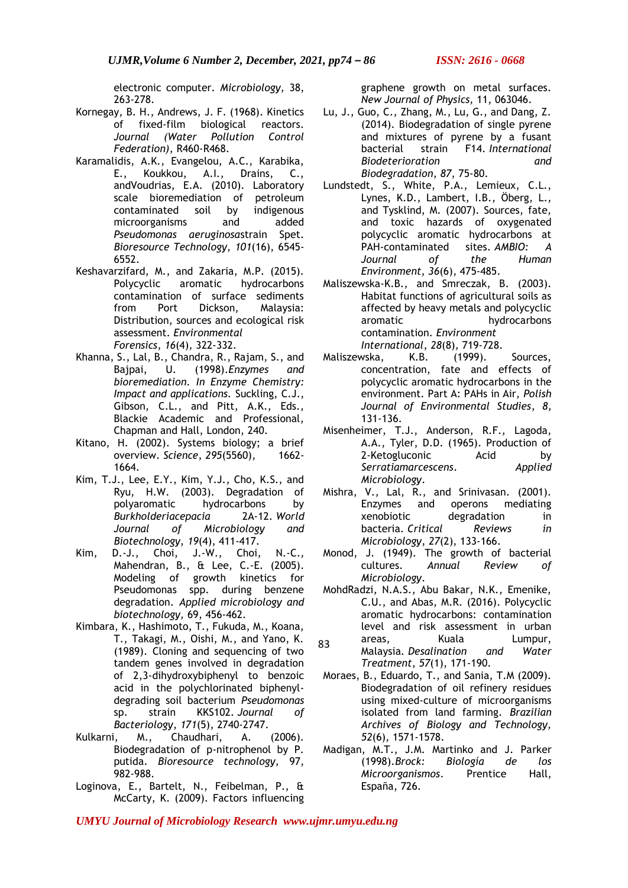electronic computer. *Microbiology,* 38, 263-278.

Kornegay, B. H., Andrews, J. F. (1968). Kinetics of fixed-film biological reactors. *Journal (Water Pollution Control Federation)*, R460-R468.

Karamalidis, A.K., Evangelou, A.C., Karabika, E., Koukkou, A.I., Drains, C., andVoudrias, E.A. (2010). Laboratory scale bioremediation of petroleum contaminated soil by indigenous microorganisms and added *Pseudomonas aeruginosa*strain Spet. *Bioresource Technology*, *101*(16), 6545-6552.

Keshavarzifard, M., and Zakaria, M.P. (2015). Polycyclic aromatic hydrocarbons contamination of surface sediments from Port Dickson, Malaysia: Distribution, sources and ecological risk assessment. *Environmental Forensics*, *16*(4), 322-332.

Khanna, S., Lal, B., Chandra, R., Rajam, S., and Bajpai, U. (1998).*Enzymes and bioremediation. In Enzyme Chemistry: Impact and applications*. Suckling, C.J., Gibson, C.L., and Pitt, A.K., Eds., Blackie Academic and Professional, Chapman and Hall, London, 240.

Kitano, H. (2002). Systems biology; a brief overview. *Science*, *295*(5560), 1662-1664.

Kim, T.J., Lee, E.Y., Kim, Y.J., Cho, K.S., and Ryu, H.W. (2003). Degradation of polyaromatic hydrocarbons by *Burkholderiacepacia* 2A-12. *World Journal of Microbiology and Biotechnology*, *19*(4), 411-417.

Kim, D.-J., Choi, J.-W., Choi, N.-C., Mahendran, B., & Lee, C.-E. (2005). Modeling of growth kinetics for Pseudomonas spp. during benzene degradation. *Applied microbiology and biotechnology,* 69, 456-462.

Kimbara, K., Hashimoto, T., Fukuda, M., Koana, T., Takagi, M., Oishi, M., and Yano, K. (1989). Cloning and sequencing of two tandem genes involved in degradation of 2,3-dihydroxybiphenyl to benzoic acid in the polychlorinated biphenyl-degrading soil bacterium *Pseudomonas* sp. strain KKS102. *Journal of Bacteriology*, *171*(5), 2740-2747.

Kulkarni, M., Chaudhari, A. (2006). Biodegradation of p-nitrophenol by P. putida. *Bioresource technology,* 97, 982-988.

Loginova, E., Bartelt, N., Feibelman, P., & McCarty, K. (2009). Factors influencing graphene growth on metal surfaces. *New Journal of Physics,* 11, 063046.

Lu, J., Guo, C., Zhang, M., Lu, G., and Dang, Z. (2014). Biodegradation of single pyrene and mixtures of pyrene by a fusant bacterial strain F14. *International Biodeterioration and Biodegradation*, *87*, 75-80.

Lundstedt, S., White, P.A., Lemieux, C.L., Lynes, K.D., Lambert, I.B., Öberg, L., and Tysklind, M. (2007). Sources, fate, and toxic hazards of oxygenated polycyclic aromatic hydrocarbons at PAH-contaminated sites. *AMBIO: A Journal of the Human Environment*, *36*(6), 475-485.

Maliszewska-K.B., and Smreczak, B. (2003). Habitat functions of agricultural soils as affected by heavy metals and polycyclic aromatic hydrocarbons contamination. *Environment International*, *28*(8), 719-728.

Maliszewska, K.B. (1999). Sources, concentration, fate and effects of polycyclic aromatic hydrocarbons in the environment. Part A: PAHs in Air, *Polish Journal of Environmental Studies*, *8,* 131-136.

Misenheimer, T.J., Anderson, R.F., Lagoda, A.A., Tyler, D.D. (1965). Production of 2-Ketogluconic Acid by *Serratiamarcescens*. *Applied Microbiology*.

Mishra, V., Lal, R., and Srinivasan. (2001). Enzymes and operons mediating xenobiotic degradation in bacteria. *Critical Reviews in Microbiology*, *27*(2), 133-166.

Monod, J. (1949). The growth of bacterial cultures. *Annual Review of Microbiology*.

MohdRadzi, N.A.S., Abu Bakar, N.K., Emenike, C.U., and Abas, M.R. (2016). Polycyclic aromatic hydrocarbons: contamination level and risk assessment in urban areas, Kuala Lumpur, Malaysia. *Desalination and Water Treatment*, *57*(1), 171-190.

Moraes, B., Eduardo, T., and Sania, T.M (2009). Biodegradation of oil refinery residues using mixed-culture of microorganisms isolated from land farming. *Brazilian Archives of Biology and Technology, 52*(6), 1571-1578.

Madigan, M.T., J.M. Martinko and J. Parker (1998).*Brock: Biología de los Microorganismos*. Prentice Hall, España, 726.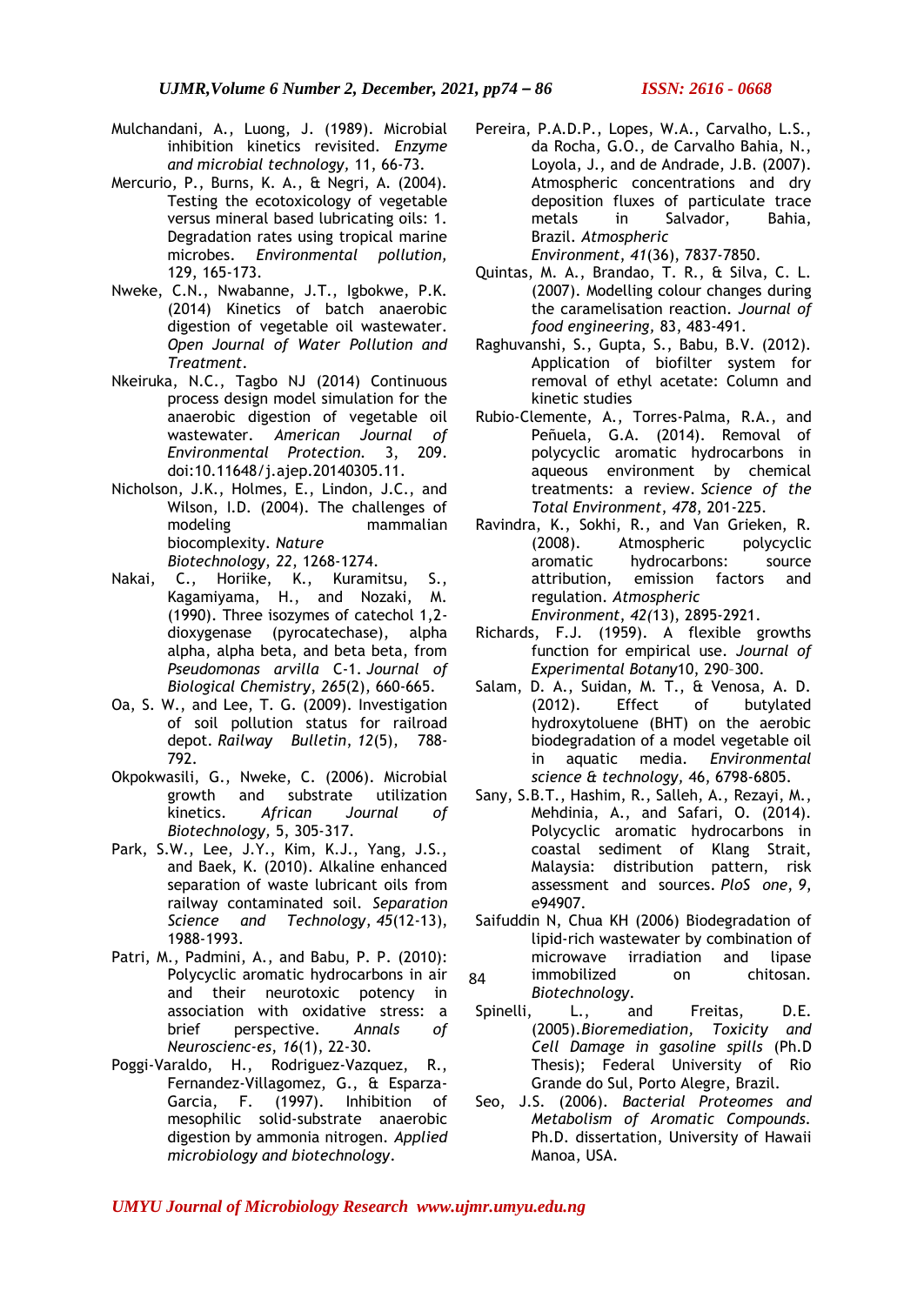Mulchandani, A., Luong, J. (1989). Microbial inhibition kinetics revisited. *Enzyme and microbial technology,* 11, 66-73.

Mercurio, P., Burns, K. A., & Negri, A. (2004). Testing the ecotoxicology of vegetable versus mineral based lubricating oils: 1. Degradation rates using tropical marine microbes. *Environmental pollution,* 129, 165-173.

Nweke, C.N., Nwabanne, J.T., Igbokwe, P.K. (2014) Kinetics of batch anaerobic digestion of vegetable oil wastewater. *Open Journal of Water Pollution and Treatment.*

Nkeiruka, N.C., Tagbo NJ (2014) Continuous process design model simulation for the anaerobic digestion of vegetable oil wastewater. *American Journal of Environmental Protection.* 3, 209. doi:10.11648/j.ajep.20140305.11.

Nicholson, J.K., Holmes, E., Lindon, J.C., and Wilson, I.D. (2004). The challenges of modeling mammalian biocomplexity. *Nature Biotechnology*, *22*, 1268-1274.

Nakai, C., Horiike, K., Kuramitsu, S., Kagamiyama, H., and Nozaki, M. (1990). Three isozymes of catechol 1,2-dioxygenase (pyrocatechase), alpha alpha, alpha beta, and beta beta, from *Pseudomonas arvilla* C-1. *Journal of Biological Chemistry*, *265*(2), 660-665.

Oa, S. W., and Lee, T. G. (2009). Investigation of soil pollution status for railroad depot. *Railway Bulletin*, *12*(5), 788-792.

Okpokwasili, G., Nweke, C. (2006). Microbial growth and substrate utilization kinetics. *African Journal of Biotechnology,* 5, 305-317.

Park, S.W., Lee, J.Y., Kim, K.J., Yang, J.S., and Baek, K. (2010). Alkaline enhanced separation of waste lubricant oils from railway contaminated soil. *Separation Science and Technology*, *45*(12-13), 1988-1993.

Patri, M., Padmini, A., and Babu, P. P. (2010): Polycyclic aromatic hydrocarbons in air and their neurotoxic potency in association with oxidative stress: a brief perspective. *Annals of Neuroscienc-es*, *16*(1), 22-30.

Poggi-Varaldo, H., Rodriguez-Vazquez, R., Fernandez-Villagomez, G., & Esparza-Garcia, F. (1997). Inhibition of mesophilic solid-substrate anaerobic digestion by ammonia nitrogen. *Applied microbiology and biotechnology*.

Pereira, P.A.D.P., Lopes, W.A., Carvalho, L.S., da Rocha, G.O., de Carvalho Bahia, N., Loyola, J., and de Andrade, J.B. (2007). Atmospheric concentrations and dry deposition fluxes of particulate trace metals in Salvador, Bahia, Brazil. *Atmospheric Environment*, *41*(36), 7837-7850.

Quintas, M. A., Brandao, T. R., & Silva, C. L. (2007). Modelling colour changes during the caramelisation reaction. *Journal of food engineering,* 83, 483-491.

Raghuvanshi, S., Gupta, S., Babu, B.V. (2012). Application of biofilter system for removal of ethyl acetate: Column and kinetic studies

Rubio-Clemente, A., Torres-Palma, R.A., and Peñuela, G.A. (2014). Removal of polycyclic aromatic hydrocarbons in aqueous environment by chemical treatments: a review. *Science of the Total Environment*, *478*, 201-225.

Ravindra, K., Sokhi, R., and Van Grieken, R. (2008). Atmospheric polycyclic aromatic hydrocarbons: source attribution, emission factors and regulation. *Atmospheric Environment*, *42(*13), 2895-2921.

Richards, F.J. (1959). A flexible growths function for empirical use. *Journal of Experimental Botany*10, 290–300.

Salam, D. A., Suidan, M. T., & Venosa, A. D. (2012). Effect of butylated hydroxytoluene (BHT) on the aerobic biodegradation of a model vegetable oil in aquatic media. *Environmental science & technology,* 46, 6798-6805.

Sany, S.B.T., Hashim, R., Salleh, A., Rezayi, M., Mehdinia, A., and Safari, O. (2014). Polycyclic aromatic hydrocarbons in coastal sediment of Klang Strait, Malaysia: distribution pattern, risk assessment and sources. *PloS one*, *9*, e94907.

Saifuddin N, Chua KH (2006) Biodegradation of lipid-rich wastewater by combination of microwave irradiation and lipase immobilized on chitosan. *Biotechnology*.

Spinelli, L., and Freitas, D.E. (2005).*Bioremediation, Toxicity and Cell Damage in gasoline spills* (Ph.D Thesis); Federal University of Rio Grande do Sul, Porto Alegre, Brazil.

Seo, J.S. (2006). *Bacterial Proteomes and Metabolism of Aromatic Compounds.* Ph.D. dissertation, University of Hawaii Manoa, USA.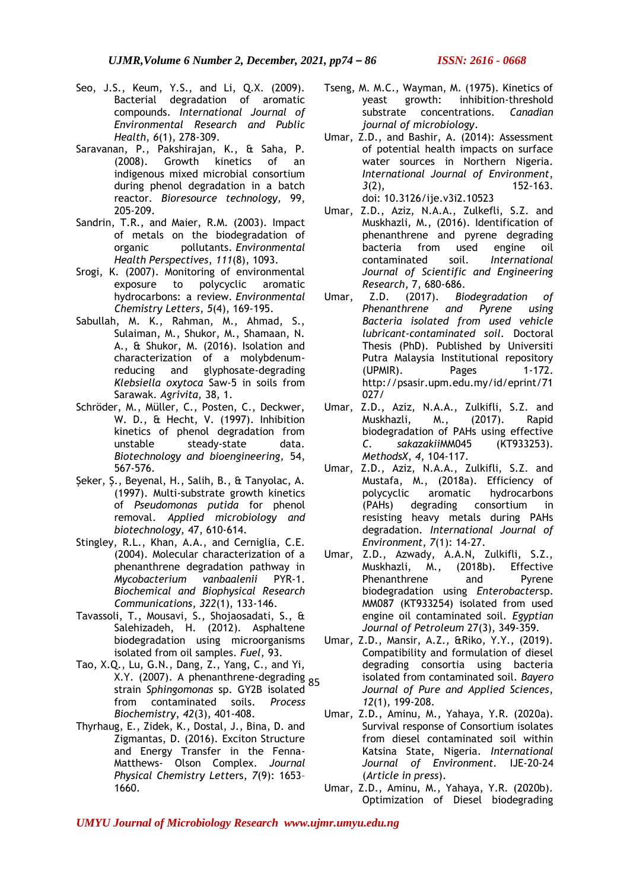Seo, J.S., Keum, Y.S., and Li, Q.X. (2009). Bacterial degradation of aromatic compounds. *International Journal of Environmental Research and Public Health*, *6*(1), 278-309.

Saravanan, P., Pakshirajan, K., & Saha, P. (2008). Growth kinetics of an indigenous mixed microbial consortium during phenol degradation in a batch reactor. *Bioresource technology,* 99, 205-209.

Sandrin, T.R., and Maier, R.M. (2003). Impact of metals on the biodegradation of organic pollutants. *Environmental Health Perspectives*, *111*(8), 1093.

Srogi, K. (2007). Monitoring of environmental exposure to polycyclic aromatic hydrocarbons: a review. *Environmental Chemistry Letters*, *5*(4), 169-195.

Sabullah, M. K., Rahman, M., Ahmad, S., Sulaiman, M., Shukor, M., Shamaan, N. A., & Shukor, M. (2016). Isolation and characterization of a molybdenum-reducing and glyphosate-degrading *Klebsiella oxytoca* Saw-5 in soils from Sarawak. *Agrivita,* 38, 1.

Schröder, M., Müller, C., Posten, C., Deckwer, W. D., & Hecht, V. (1997). Inhibition kinetics of phenol degradation from unstable steady-state data. *Biotechnology and bioengineering,* 54, 567-576.

Şeker, Ş., Beyenal, H., Salih, B., & Tanyolac, A. (1997). Multi-substrate growth kinetics of *Pseudomonas putida* for phenol removal. *Applied microbiology and biotechnology,* 47, 610-614.

Stingley, R.L., Khan, A.A., and Cerniglia, C.E. (2004). Molecular characterization of a phenanthrene degradation pathway in *Mycobacterium vanbaalenii* PYR-1. *Biochemical and Biophysical Research Communications*, *322*(1), 133-146.

Tavassoli, T., Mousavi, S., Shojaosadati, S., & Salehizadeh, H. (2012). Asphaltene biodegradation using microorganisms isolated from oil samples. *Fuel,* 93.

Tao, X.Q., Lu, G.N., Dang, Z., Yang, C., and Yi, X.Y. (2007). A phenanthrene-degrading strain *Sphingomonas* sp. GY2B isolated from contaminated soils. *Process Biochemistry*, *42*(3), 401-408.

Thyrhaug, E., Zidek, K., Dostal, J., Bina, D. and Zigmantas, D. (2016). Exciton Structure and Energy Transfer in the Fenna-Matthews- Olson Complex. *Journal Physical Chemistry Letters*, *7*(9): 1653–1660.

Tseng, M. M.C., Wayman, M. (1975). Kinetics of yeast growth: inhibition-threshold substrate concentrations. *Canadian journal of microbiology*.

Umar, Z.D., and Bashir, A. (2014): Assessment of potential health impacts on surface water sources in Northern Nigeria. *International Journal of Environment*, *3*(2), 152-163. doi: 10.3126/ije.v3i2.10523

Umar, Z.D., Aziz, N.A.A., Zulkefli, S.Z. and Muskhazli, M., (2016). Identification of phenanthrene and pyrene degrading bacteria from used engine oil contaminated soil. *International Journal of Scientific and Engineering Research*, 7, 680-686.

Umar, Z.D. (2017). *Biodegradation of Phenanthrene and Pyrene using Bacteria isolated from used vehicle lubricant-contaminated soil*. Doctoral Thesis (PhD). Published by Universiti Putra Malaysia Institutional repository (UPMIR). Pages 1-172. http://psasir.upm.edu.my/id/eprint/71027/

Umar, Z.D., Aziz, N.A.A., Zulkifli, S.Z. and Muskhazli, M., (2017). Rapid biodegradation of PAHs using effective *C. sakazakii*MM045 (KT933253). *MethodsX*, *4*, 104-117.

Umar, Z.D., Aziz, N.A.A., Zulkifli, S.Z. and Mustafa, M., (2018a). Efficiency of polycyclic aromatic hydrocarbons (PAHs) degrading consortium in resisting heavy metals during PAHs degradation. *International Journal of Environment*, *7*(1): 14-27.

Umar, Z.D., Azwady, A.A.N, Zulkifli, S.Z., Muskhazli, M., (2018b). Effective Phenanthrene and Pyrene biodegradation using *Enterobacter*sp. MM087 (KT933254) isolated from used engine oil contaminated soil. *Egyptian Journal of Petroleum* 27(3), 349-359.

Umar, Z.D., Mansir, A.Z., &Riko, Y.Y., (2019). Compatibility and formulation of diesel degrading consortia using bacteria isolated from contaminated soil. *Bayero Journal of Pure and Applied Sciences*, *12*(1), 199-208.

Umar, Z.D., Aminu, M., Yahaya, Y.R. (2020a). Survival response of Consortium isolates from diesel contaminated soil within Katsina State, Nigeria. *International Journal of Environment.* IJE-20-24 (*Article in press*).

Umar, Z.D., Aminu, M., Yahaya, Y.R. (2020b). Optimization of Diesel biodegrading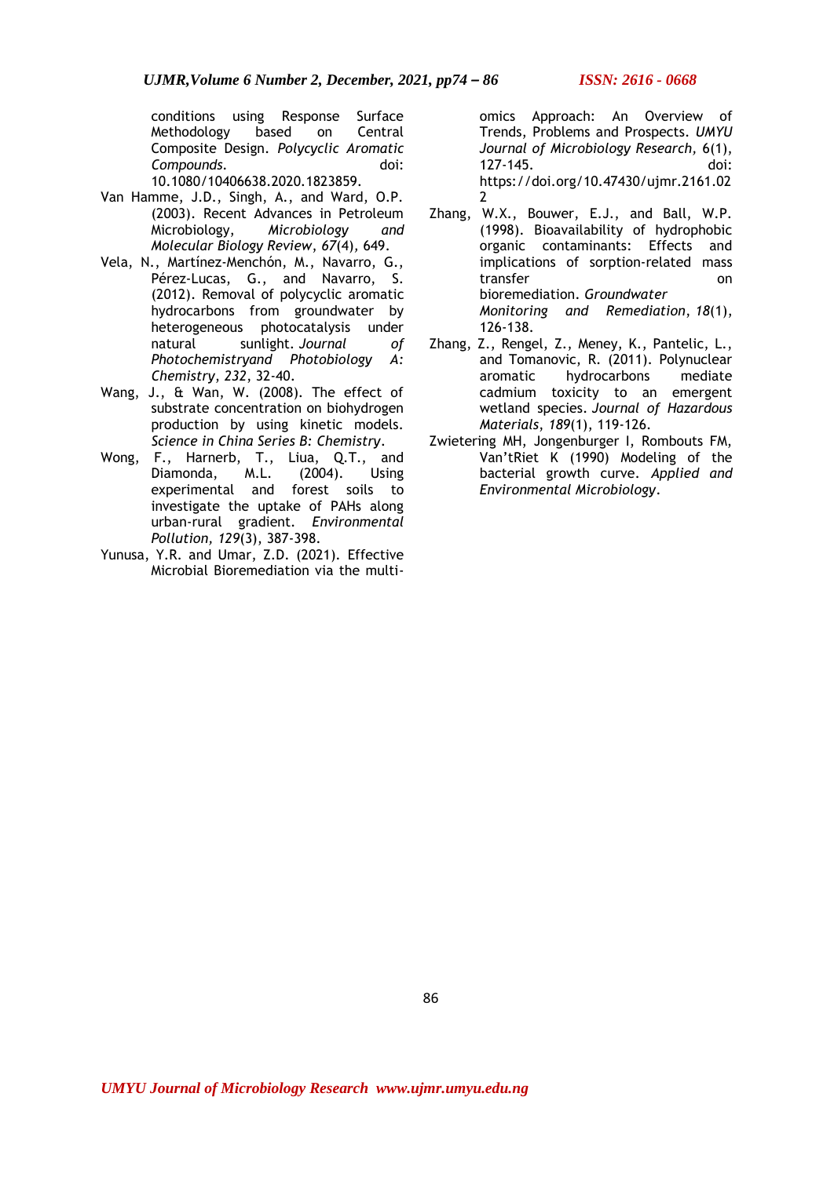conditions using Response Surface Methodology based on Central Composite Design. *Polycyclic Aromatic Compounds.* doi: 10.1080/10406638.2020.1823859.

Van Hamme, J.D., Singh, A., and Ward, O.P. (2003). Recent Advances in Petroleum Microbiology, *Microbiology and Molecular Biology Review*, *67*(4), 649.

Vela, N., Martínez-Menchón, M., Navarro, G., Pérez-Lucas, G., and Navarro, S. (2012). Removal of polycyclic aromatic hydrocarbons from groundwater by heterogeneous photocatalysis under natural sunlight. *Journal of Photochemistryand Photobiology A: Chemistry*, *232*, 32-40.

Wang, J., & Wan, W. (2008). The effect of substrate concentration on biohydrogen production by using kinetic models. *Science in China Series B: Chemistry*.

Wong, F., Harnerb, T., Liua, Q.T., and Diamonda, M.L. (2004). Using experimental and forest soils to investigate the uptake of PAHs along urban-rural gradient. *Environmental Pollution, 129*(3), 387-398.

Yunusa, Y.R. and Umar, Z.D. (2021). Effective Microbial Bioremediation via the multi-omics Approach: An Overview of Trends, Problems and Prospects. *UMYU Journal of Microbiology Research,* 6(1), 127-145. doi: https://doi.org/10.47430/ujmr.2161.022

Zhang, W.X., Bouwer, E.J., and Ball, W.P. (1998). Bioavailability of hydrophobic organic contaminants: Effects and implications of sorption-related mass transfer on bioremediation. *Groundwater Monitoring and Remediation*, *18*(1), 126-138.

Zhang, Z., Rengel, Z., Meney, K., Pantelic, L., and Tomanovic, R. (2011). Polynuclear aromatic hydrocarbons mediate cadmium toxicity to an emergent wetland species. *Journal of Hazardous Materials*, *189*(1), 119-126.

Zwietering MH, Jongenburger I, Rombouts FM, Van'tRiet K (1990) Modeling of the bacterial growth curve. *Applied and Environmental Microbiology*.